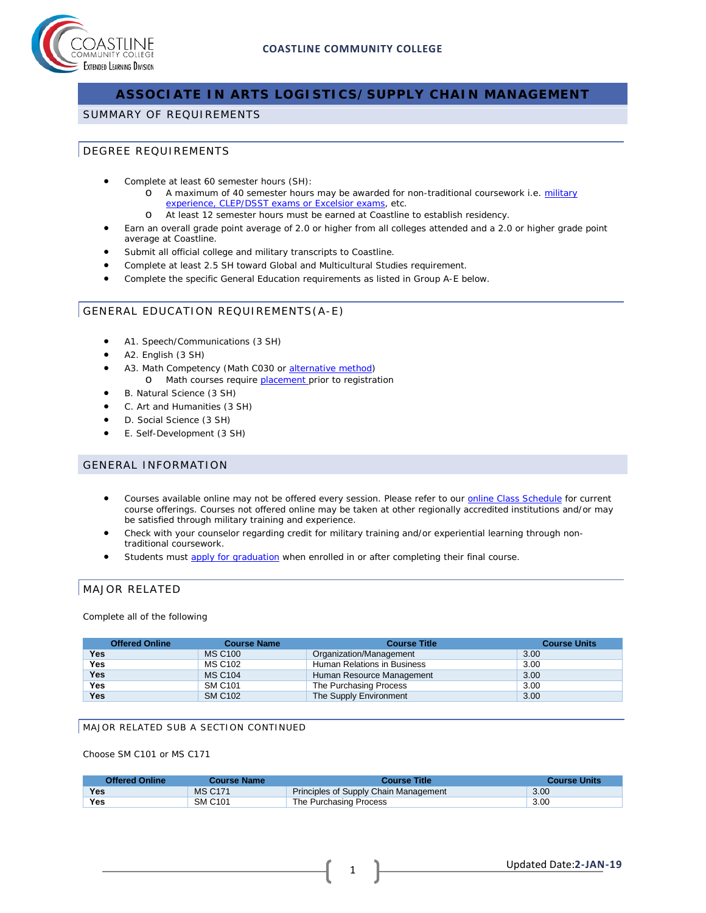# ASSOCIATE IN ARTS LOGISTICS/SUPPLY CHAIN MANAGEMENT

## SUMMARY OF REQUIREMENTS

## DEGREE REQUIREMENTS

- Complete at least 60 semester hours (SH):
  - A maximum of 40 semester hours may be awarded for non-traditional coursework i.e. military experience, CLEP/DSST exams or Excelsior exams, etc.
  - At least 12 semester hours must be earned at Coastline to establish residency.
- Earn an overall grade point average of 2.0 or higher from all colleges attended and a 2.0 or higher grade point average at Coastline.
- Submit all official college and military transcripts to Coastline.
- Complete at least 2.5 SH toward Global and Multicultural Studies requirement.
- Complete the specific General Education requirements as listed in Group A-E below.

## GENERAL EDUCATION REQUIREMENTS(A-E)

- A1. Speech/Communications (3 SH)
- A2. English (3 SH)
- A3. Math Competency (Math C030 or alternative method)
  - Math courses require placement prior to registration
- B. Natural Science (3 SH)
- C. Art and Humanities (3 SH)
- D. Social Science (3 SH)
- E. Self-Development (3 SH)

## GENERAL INFORMATION

- Courses available online may not be offered every session. Please refer to our online Class Schedule for current course offerings. Courses not offered online may be taken at other regionally accredited institutions and/or may be satisfied through military training and experience.
- Check with your counselor regarding credit for military training and/or experiential learning through non-traditional coursework.
- Students must apply for graduation when enrolled in or after completing their final course.

## MAJOR RELATED

Complete all of the following

| Offered Online | Course Name | Course Title | Course Units |
|---|---|---|---|
| **Yes** | MS C100 | Organization/Management | 3.00 |
| **Yes** | MS C102 | Human Relations in Business | 3.00 |
| **Yes** | MS C104 | Human Resource Management | 3.00 |
| **Yes** | SM C101 | The Purchasing Process | 3.00 |
| **Yes** | SM C102 | The Supply Environment | 3.00 |

## MAJOR RELATED SUB A SECTION CONTINUED

Choose SM C101 or MS C171

| Offered Online | Course Name | Course Title | Course Units |
|---|---|---|---|
| **Yes** | MS C171 | Principles of Supply Chain Management | 3.00 |
| **Yes** | SM C101 | The Purchasing Process | 3.00 |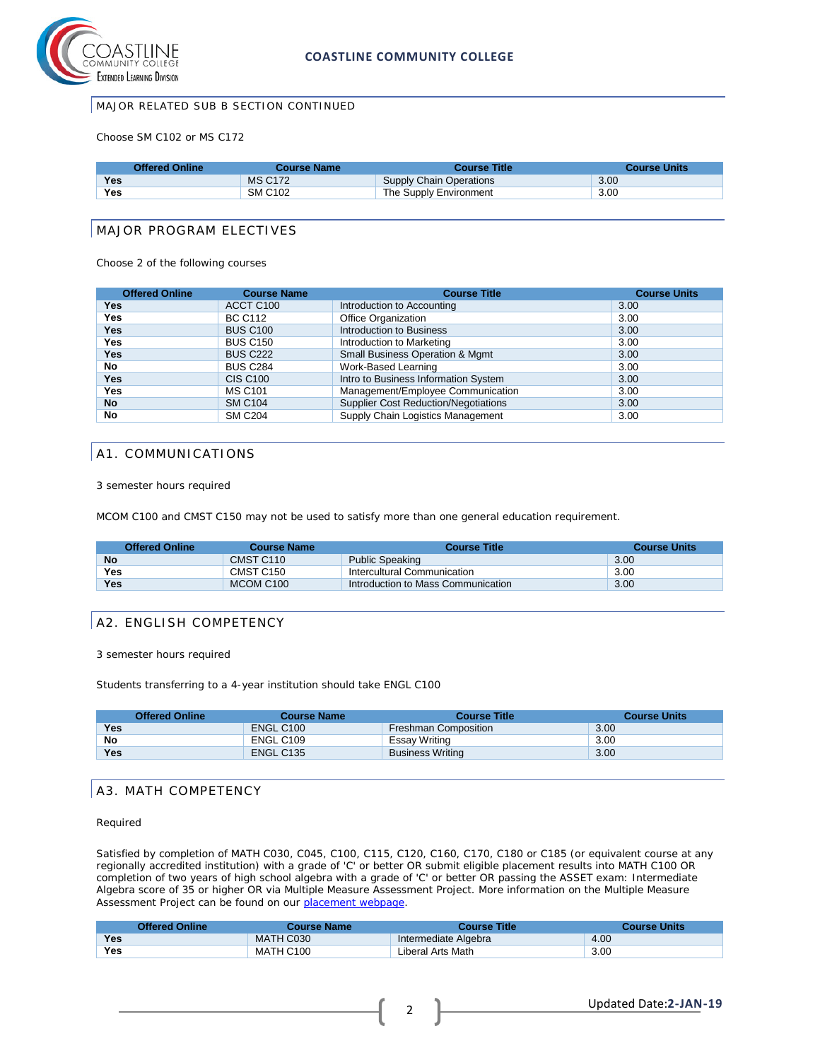## MAJOR RELATED SUB B SECTION CONTINUED

Choose SM C102 or MS C172

| Offered Online | Course Name | Course Title | Course Units |
|---|---|---|---|
| **Yes** | MS C172 | Supply Chain Operations | 3.00 |
| **Yes** | SM C102 | The Supply Environment | 3.00 |

## MAJOR PROGRAM ELECTIVES

Choose 2 of the following courses

| Offered Online | Course Name | Course Title | Course Units |
|---|---|---|---|
| **Yes** | ACCT C100 | Introduction to Accounting | 3.00 |
| **Yes** | BC C112 | Office Organization | 3.00 |
| **Yes** | BUS C100 | Introduction to Business | 3.00 |
| **Yes** | BUS C150 | Introduction to Marketing | 3.00 |
| **Yes** | BUS C222 | Small Business Operation & Mgmt | 3.00 |
| **No** | BUS C284 | Work-Based Learning | 3.00 |
| **Yes** | CIS C100 | Intro to Business Information System | 3.00 |
| **Yes** | MS C101 | Management/Employee Communication | 3.00 |
| **No** | SM C104 | Supplier Cost Reduction/Negotiations | 3.00 |
| **No** | SM C204 | Supply Chain Logistics Management | 3.00 |

## A1. COMMUNICATIONS

3 semester hours required

MCOM C100 and CMST C150 may not be used to satisfy more than one general education requirement.

| Offered Online | Course Name | Course Title | Course Units |
|---|---|---|---|
| **No** | CMST C110 | Public Speaking | 3.00 |
| **Yes** | CMST C150 | Intercultural Communication | 3.00 |
| **Yes** | MCOM C100 | Introduction to Mass Communication | 3.00 |

## A2. ENGLISH COMPETENCY

3 semester hours required

Students transferring to a 4-year institution should take ENGL C100

| Offered Online | Course Name | Course Title | Course Units |
|---|---|---|---|
| **Yes** | ENGL C100 | Freshman Composition | 3.00 |
| **No** | ENGL C109 | Essay Writing | 3.00 |
| **Yes** | ENGL C135 | Business Writing | 3.00 |

## A3. MATH COMPETENCY

Required

Satisfied by completion of MATH C030, C045, C100, C115, C120, C160, C170, C180 or C185 (or equivalent course at any regionally accredited institution) with a grade of 'C' or better OR submit eligible placement results into MATH C100 OR completion of two years of high school algebra with a grade of 'C' or better OR passing the ASSET exam: Intermediate Algebra score of 35 or higher OR via Multiple Measure Assessment Project. More information on the Multiple Measure Assessment Project can be found on our placement webpage.

| Offered Online | Course Name | Course Title | Course Units |
|---|---|---|---|
| **Yes** | MATH C030 | Intermediate Algebra | 4.00 |
| **Yes** | MATH C100 | Liberal Arts Math | 3.00 |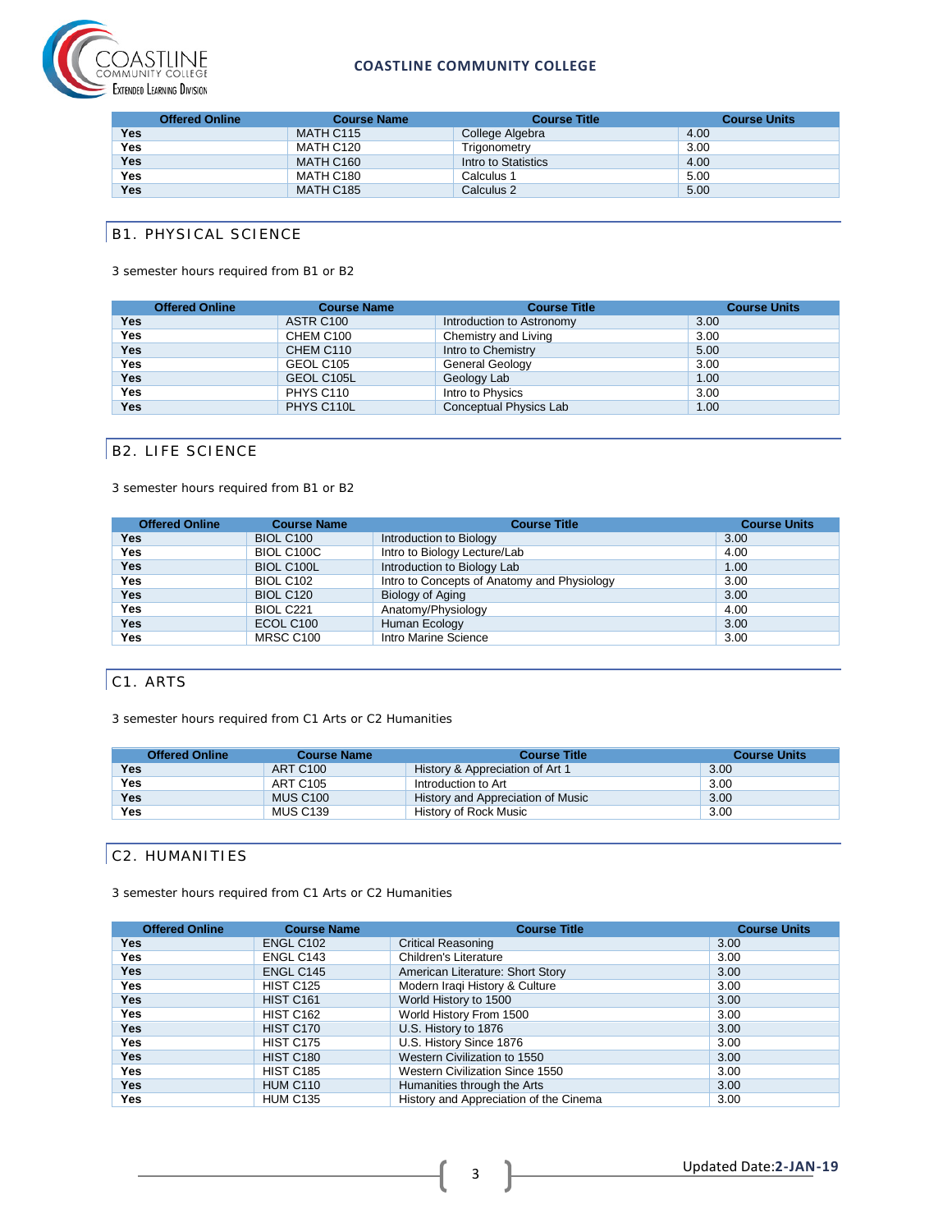| Offered Online | Course Name | Course Title | Course Units |
|---|---|---|---|
| **Yes** | MATH C115 | College Algebra | 4.00 |
| **Yes** | MATH C120 | Trigonometry | 3.00 |
| **Yes** | MATH C160 | Intro to Statistics | 4.00 |
| **Yes** | MATH C180 | Calculus 1 | 5.00 |
| **Yes** | MATH C185 | Calculus 2 | 5.00 |

## B1. PHYSICAL SCIENCE

3 semester hours required from B1 or B2

| Offered Online | Course Name | Course Title | Course Units |
|---|---|---|---|
| **Yes** | ASTR C100 | Introduction to Astronomy | 3.00 |
| **Yes** | CHEM C100 | Chemistry and Living | 3.00 |
| **Yes** | CHEM C110 | Intro to Chemistry | 5.00 |
| **Yes** | GEOL C105 | General Geology | 3.00 |
| **Yes** | GEOL C105L | Geology Lab | 1.00 |
| **Yes** | PHYS C110 | Intro to Physics | 3.00 |
| **Yes** | PHYS C110L | Conceptual Physics Lab | 1.00 |

## B2. LIFE SCIENCE

3 semester hours required from B1 or B2

| Offered Online | Course Name | Course Title | Course Units |
|---|---|---|---|
| **Yes** | BIOL C100 | Introduction to Biology | 3.00 |
| **Yes** | BIOL C100C | Intro to Biology Lecture/Lab | 4.00 |
| **Yes** | BIOL C100L | Introduction to Biology Lab | 1.00 |
| **Yes** | BIOL C102 | Intro to Concepts of Anatomy and Physiology | 3.00 |
| **Yes** | BIOL C120 | Biology of Aging | 3.00 |
| **Yes** | BIOL C221 | Anatomy/Physiology | 4.00 |
| **Yes** | ECOL C100 | Human Ecology | 3.00 |
| **Yes** | MRSC C100 | Intro Marine Science | 3.00 |

## C1. ARTS

3 semester hours required from C1 Arts or C2 Humanities

| Offered Online | Course Name | Course Title | Course Units |
|---|---|---|---|
| **Yes** | ART C100 | History & Appreciation of Art 1 | 3.00 |
| **Yes** | ART C105 | Introduction to Art | 3.00 |
| **Yes** | MUS C100 | History and Appreciation of Music | 3.00 |
| **Yes** | MUS C139 | History of Rock Music | 3.00 |

## C2. HUMANITIES

3 semester hours required from C1 Arts or C2 Humanities

| Offered Online | Course Name | Course Title | Course Units |
|---|---|---|---|
| **Yes** | ENGL C102 | Critical Reasoning | 3.00 |
| **Yes** | ENGL C143 | Children's Literature | 3.00 |
| **Yes** | ENGL C145 | American Literature: Short Story | 3.00 |
| **Yes** | HIST C125 | Modern Iraqi History & Culture | 3.00 |
| **Yes** | HIST C161 | World History to 1500 | 3.00 |
| **Yes** | HIST C162 | World History From 1500 | 3.00 |
| **Yes** | HIST C170 | U.S. History to 1876 | 3.00 |
| **Yes** | HIST C175 | U.S. History Since 1876 | 3.00 |
| **Yes** | HIST C180 | Western Civilization to 1550 | 3.00 |
| **Yes** | HIST C185 | Western Civilization Since 1550 | 3.00 |
| **Yes** | HUM C110 | Humanities through the Arts | 3.00 |
| **Yes** | HUM C135 | History and Appreciation of the Cinema | 3.00 |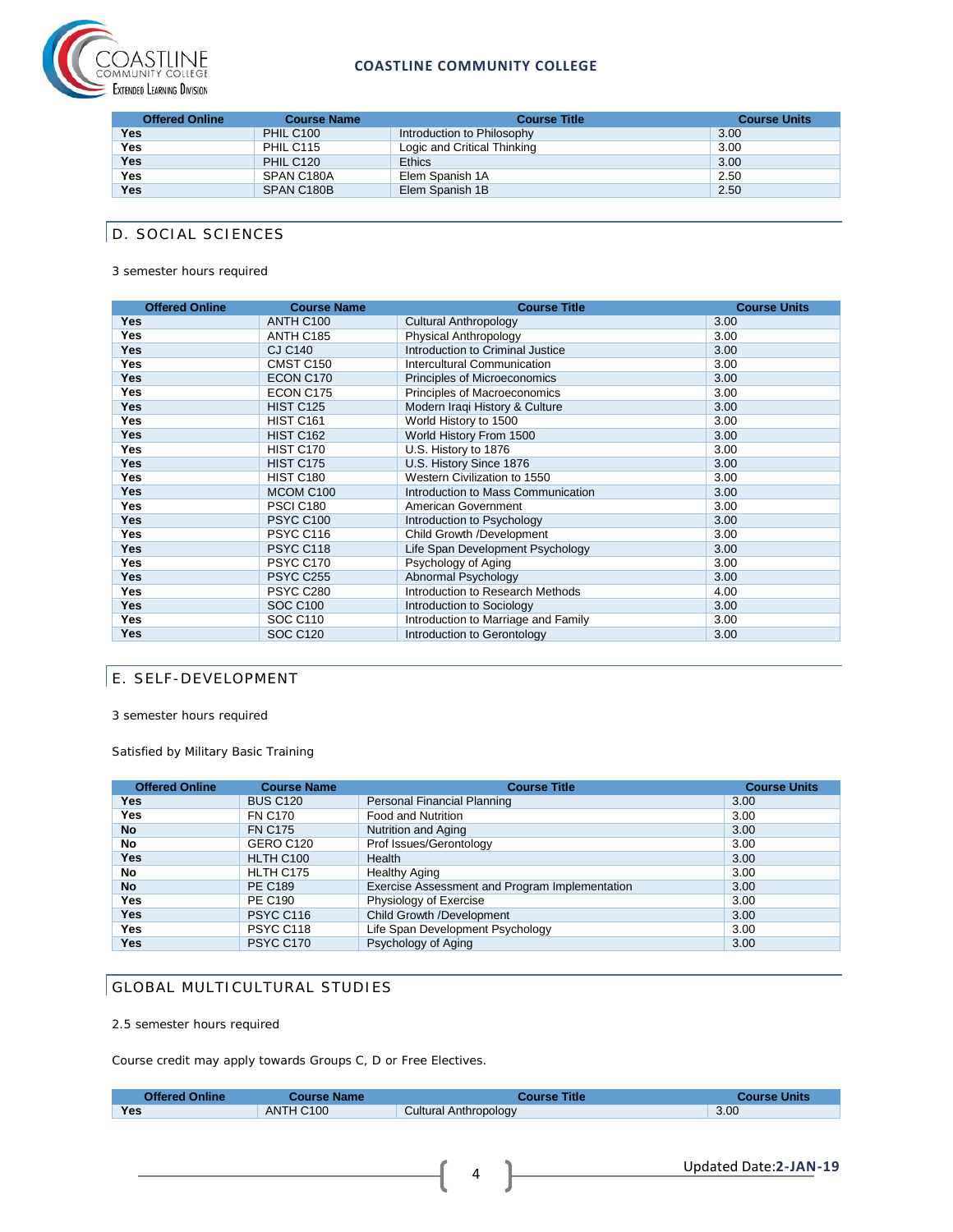| Offered Online | Course Name | Course Title | Course Units |
|---|---|---|---|
| **Yes** | PHIL C100 | Introduction to Philosophy | 3.00 |
| **Yes** | PHIL C115 | Logic and Critical Thinking | 3.00 |
| **Yes** | PHIL C120 | Ethics | 3.00 |
| **Yes** | SPAN C180A | Elem Spanish 1A | 2.50 |
| **Yes** | SPAN C180B | Elem Spanish 1B | 2.50 |

## D. SOCIAL SCIENCES

3 semester hours required

| Offered Online | Course Name | Course Title | Course Units |
|---|---|---|---|
| **Yes** | ANTH C100 | Cultural Anthropology | 3.00 |
| **Yes** | ANTH C185 | Physical Anthropology | 3.00 |
| **Yes** | CJ C140 | Introduction to Criminal Justice | 3.00 |
| **Yes** | CMST C150 | Intercultural Communication | 3.00 |
| **Yes** | ECON C170 | Principles of Microeconomics | 3.00 |
| **Yes** | ECON C175 | Principles of Macroeconomics | 3.00 |
| **Yes** | HIST C125 | Modern Iraqi History & Culture | 3.00 |
| **Yes** | HIST C161 | World History to 1500 | 3.00 |
| **Yes** | HIST C162 | World History From 1500 | 3.00 |
| **Yes** | HIST C170 | U.S. History to 1876 | 3.00 |
| **Yes** | HIST C175 | U.S. History Since 1876 | 3.00 |
| **Yes** | HIST C180 | Western Civilization to 1550 | 3.00 |
| **Yes** | MCOM C100 | Introduction to Mass Communication | 3.00 |
| **Yes** | PSCI C180 | American Government | 3.00 |
| **Yes** | PSYC C100 | Introduction to Psychology | 3.00 |
| **Yes** | PSYC C116 | Child Growth /Development | 3.00 |
| **Yes** | PSYC C118 | Life Span Development Psychology | 3.00 |
| **Yes** | PSYC C170 | Psychology of Aging | 3.00 |
| **Yes** | PSYC C255 | Abnormal Psychology | 3.00 |
| **Yes** | PSYC C280 | Introduction to Research Methods | 4.00 |
| **Yes** | SOC C100 | Introduction to Sociology | 3.00 |
| **Yes** | SOC C110 | Introduction to Marriage and Family | 3.00 |
| **Yes** | SOC C120 | Introduction to Gerontology | 3.00 |

## E. SELF-DEVELOPMENT

3 semester hours required

Satisfied by Military Basic Training

| Offered Online | Course Name | Course Title | Course Units |
|---|---|---|---|
| **Yes** | BUS C120 | Personal Financial Planning | 3.00 |
| **Yes** | FN C170 | Food and Nutrition | 3.00 |
| **No** | FN C175 | Nutrition and Aging | 3.00 |
| **No** | GERO C120 | Prof Issues/Gerontology | 3.00 |
| **Yes** | HLTH C100 | Health | 3.00 |
| **No** | HLTH C175 | Healthy Aging | 3.00 |
| **No** | PE C189 | Exercise Assessment and Program Implementation | 3.00 |
| **Yes** | PE C190 | Physiology of Exercise | 3.00 |
| **Yes** | PSYC C116 | Child Growth /Development | 3.00 |
| **Yes** | PSYC C118 | Life Span Development Psychology | 3.00 |
| **Yes** | PSYC C170 | Psychology of Aging | 3.00 |

## GLOBAL MULTICULTURAL STUDIES

2.5 semester hours required

Course credit may apply towards Groups C, D or Free Electives.

| Offered Online | Course Name | Course Title | Course Units |
|---|---|---|---|
| **Yes** | ANTH C100 | Cultural Anthropology | 3.00 |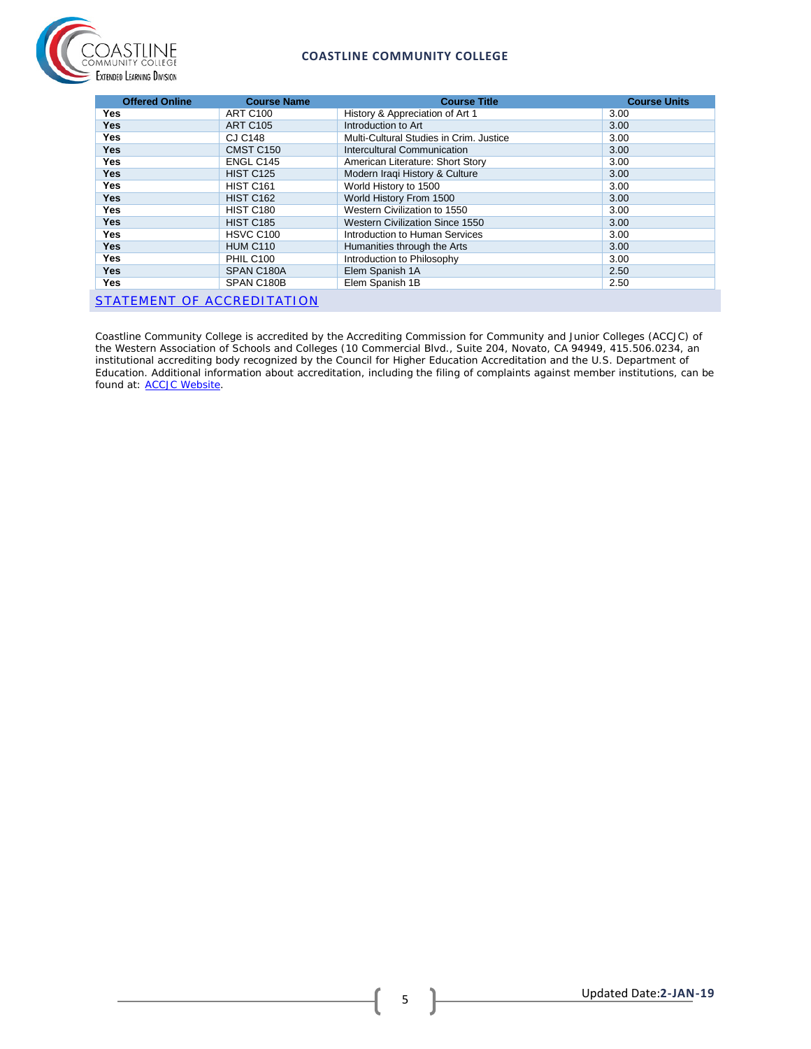| Offered Online | Course Name | Course Title | Course Units |
|---|---|---|---|
| Yes | ART C100 | History & Appreciation of Art 1 | 3.00 |
| Yes | ART C105 | Introduction to Art | 3.00 |
| Yes | CJ C148 | Multi-Cultural Studies in Crim. Justice | 3.00 |
| Yes | CMST C150 | Intercultural Communication | 3.00 |
| Yes | ENGL C145 | American Literature: Short Story | 3.00 |
| Yes | HIST C125 | Modern Iraqi History & Culture | 3.00 |
| Yes | HIST C161 | World History to 1500 | 3.00 |
| Yes | HIST C162 | World History From 1500 | 3.00 |
| Yes | HIST C180 | Western Civilization to 1550 | 3.00 |
| Yes | HIST C185 | Western Civilization Since 1550 | 3.00 |
| Yes | HSVC C100 | Introduction to Human Services | 3.00 |
| Yes | HUM C110 | Humanities through the Arts | 3.00 |
| Yes | PHIL C100 | Introduction to Philosophy | 3.00 |
| Yes | SPAN C180A | Elem Spanish 1A | 2.50 |
| Yes | SPAN C180B | Elem Spanish 1B | 2.50 |

## STATEMENT OF ACCREDITATION

Coastline Community College is accredited by the Accrediting Commission for Community and Junior Colleges (ACCJC) of the Western Association of Schools and Colleges (10 Commercial Blvd., Suite 204, Novato, CA 94949, 415.506.0234, an institutional accrediting body recognized by the Council for Higher Education Accreditation and the U.S. Department of Education. Additional information about accreditation, including the filing of complaints against member institutions, can be found at: ACCJC Website.